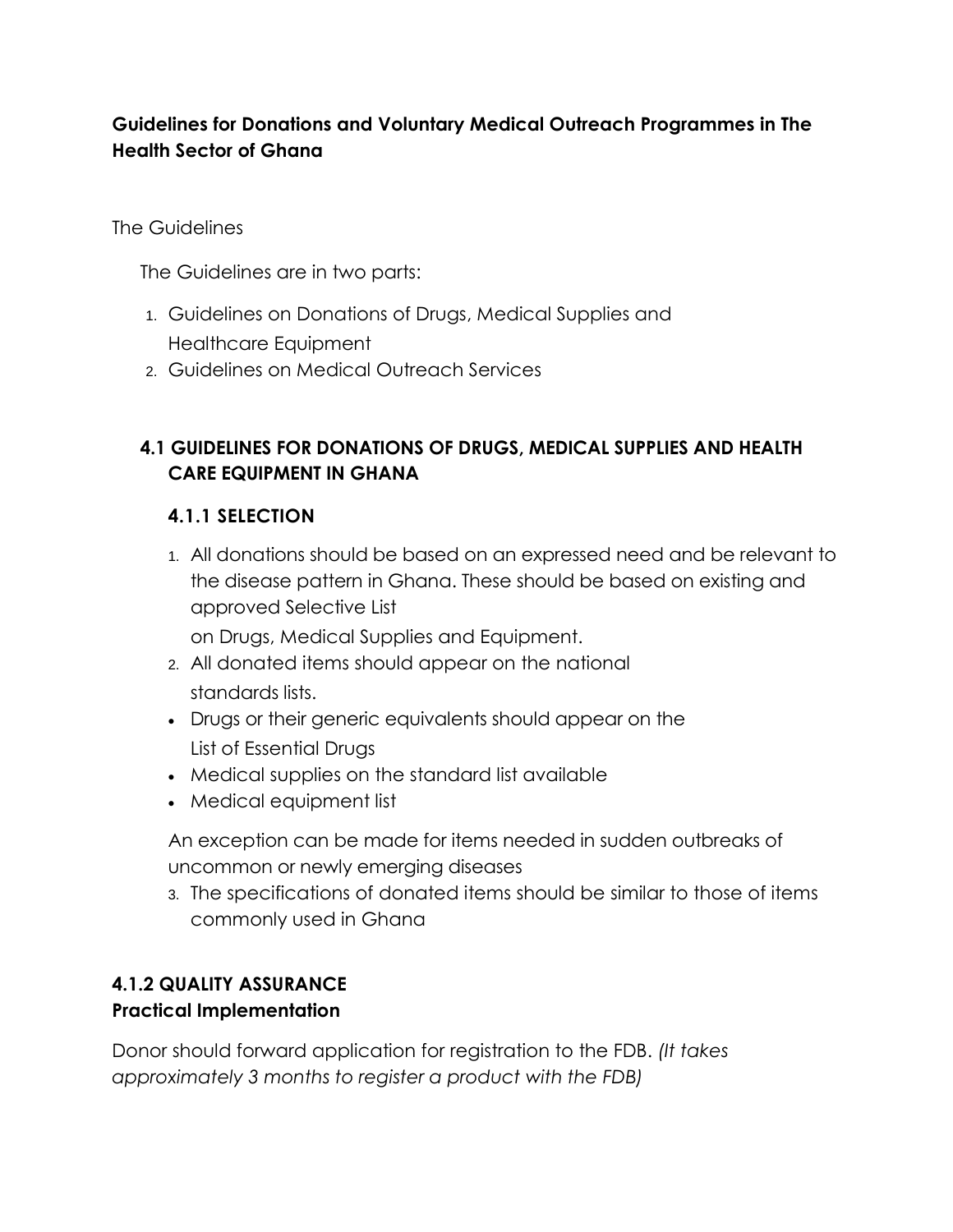**Guidelines for Donations and Voluntary Medical Outreach Programmes in The Health Sector of Ghana**

The Guidelines

The Guidelines are in two parts:

1. Guidelines on Donations of Drugs, Medical Supplies and Healthcare Equipment
2. Guidelines on Medical Outreach Services

## 4.1 GUIDELINES FOR DONATIONS OF DRUGS, MEDICAL SUPPLIES AND HEALTH CARE EQUIPMENT IN GHANA

### 4.1.1 SELECTION

1. All donations should be based on an expressed need and be relevant to the disease pattern in Ghana. These should be based on existing and approved Selective List on Drugs, Medical Supplies and Equipment.
2. All donated items should appear on the national standards lists.

- Drugs or their generic equivalents should appear on the List of Essential Drugs
- Medical supplies on the standard list available
- Medical equipment list

An exception can be made for items needed in sudden outbreaks of uncommon or newly emerging diseases

3. The specifications of donated items should be similar to those of items commonly used in Ghana

### 4.1.2 QUALITY ASSURANCE

**Practical Implementation**

Donor should forward application for registration to the FDB. *(It takes approximately 3 months to register a product with the FDB)*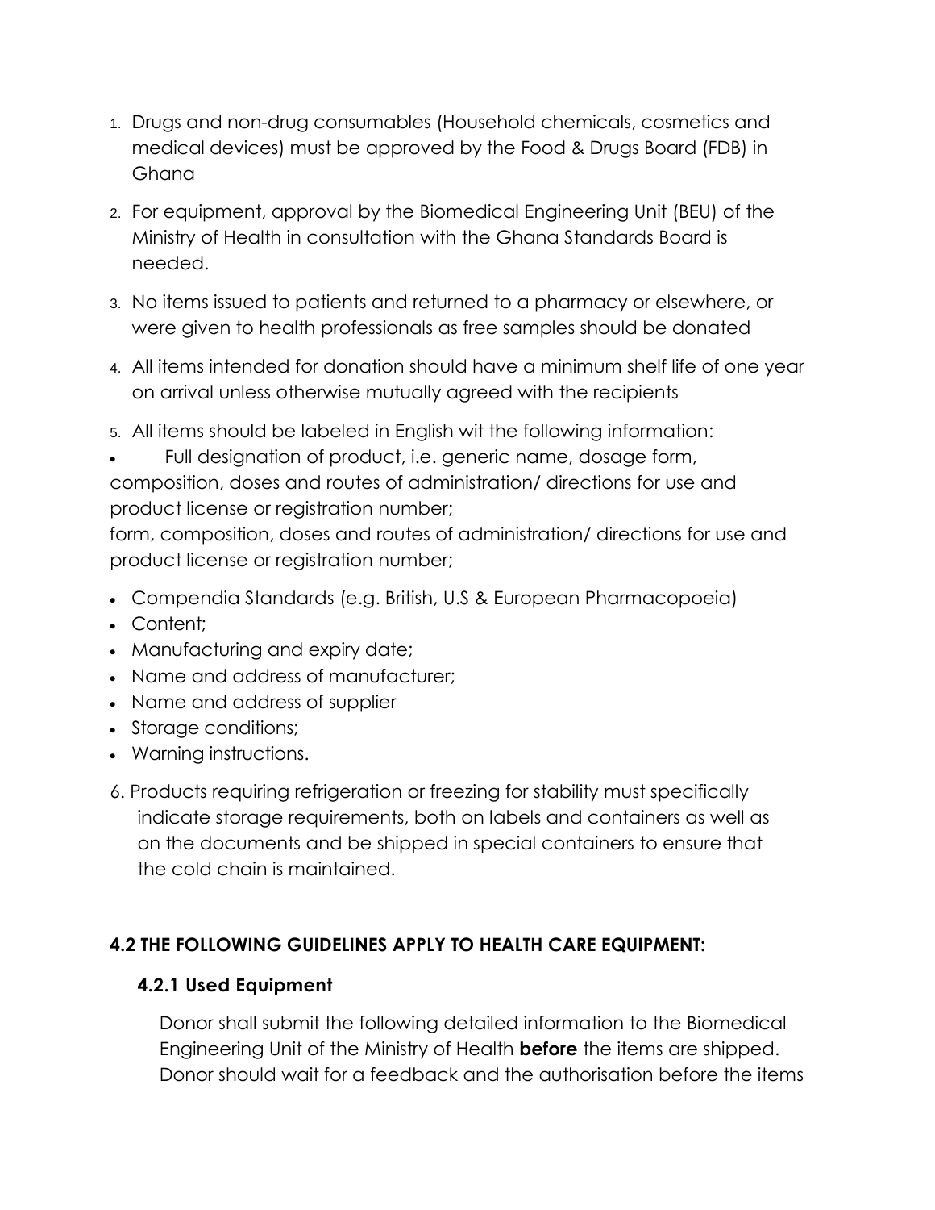1. Drugs and non-drug consumables (Household chemicals, cosmetics and medical devices) must be approved by the Food & Drugs Board (FDB) in Ghana
2. For equipment, approval by the Biomedical Engineering Unit (BEU) of the Ministry of Health in consultation with the Ghana Standards Board is needed.
3. No items issued to patients and returned to a pharmacy or elsewhere, or were given to health professionals as free samples should be donated
4. All items intended for donation should have a minimum shelf life of one year on arrival unless otherwise mutually agreed with the recipients
5. All items should be labeled in English wit the following information:

- Full designation of product, i.e. generic name, dosage form, composition, doses and routes of administration/ directions for use and product license or registration number;

form, composition, doses and routes of administration/ directions for use and product license or registration number;

- Compendia Standards (e.g. British, U.S & European Pharmacopoeia)
- Content;
- Manufacturing and expiry date;
- Name and address of manufacturer;
- Name and address of supplier
- Storage conditions;
- Warning instructions.

6. Products requiring refrigeration or freezing for stability must specifically indicate storage requirements, both on labels and containers as well as on the documents and be shipped in special containers to ensure that the cold chain is maintained.

## 4.2 THE FOLLOWING GUIDELINES APPLY TO HEALTH CARE EQUIPMENT:

### 4.2.1 Used Equipment

Donor shall submit the following detailed information to the Biomedical Engineering Unit of the Ministry of Health **before** the items are shipped. Donor should wait for a feedback and the authorisation before the items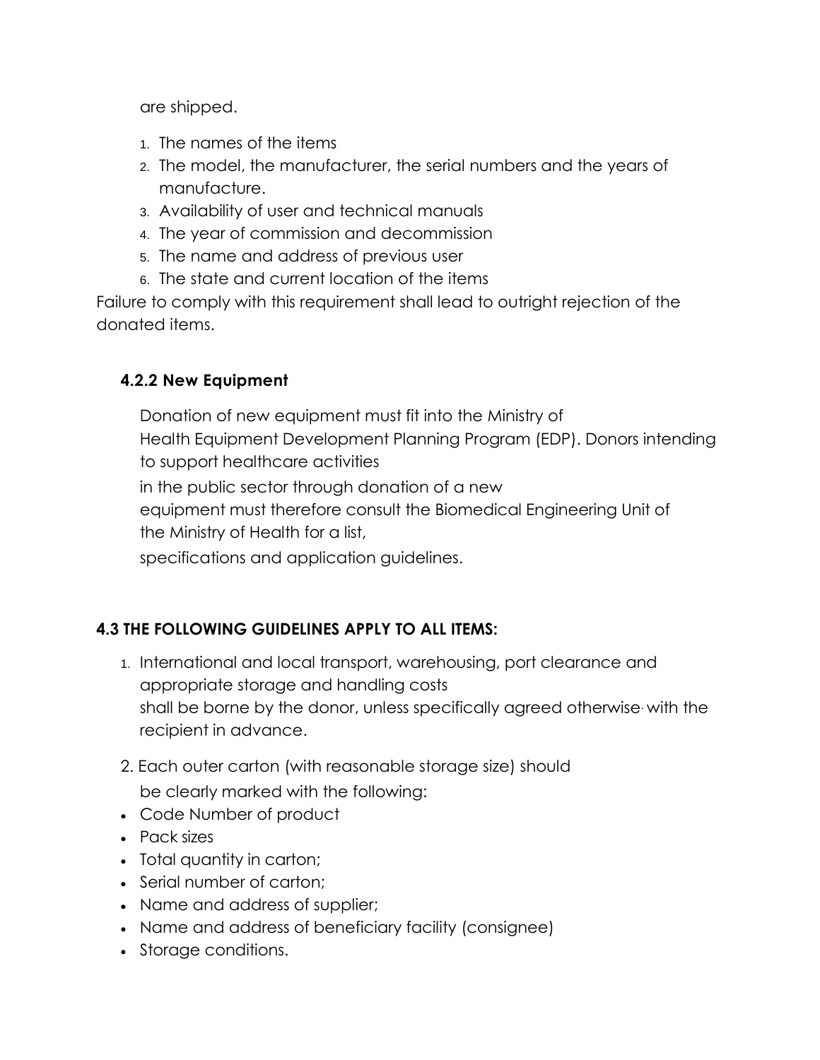are shipped.

1. The names of the items
2. The model, the manufacturer, the serial numbers and the years of manufacture.
3. Availability of user and technical manuals
4. The year of commission and decommission
5. The name and address of previous user
6. The state and current location of the items

Failure to comply with this requirement shall lead to outright rejection of the donated items.

### 4.2.2 New Equipment

Donation of new equipment must fit into the Ministry of Health Equipment Development Planning Program (EDP). Donors intending to support healthcare activities in the public sector through donation of a new equipment must therefore consult the Biomedical Engineering Unit of the Ministry of Health for a list, specifications and application guidelines.

## 4.3 THE FOLLOWING GUIDELINES APPLY TO ALL ITEMS:

1. International and local transport, warehousing, port clearance and appropriate storage and handling costs shall be borne by the donor, unless specifically agreed otherwise· with the recipient in advance.
2. Each outer carton (with reasonable storage size) should be clearly marked with the following:

- Code Number of product
- Pack sizes
- Total quantity in carton;
- Serial number of carton;
- Name and address of supplier;
- Name and address of beneficiary facility (consignee)
- Storage conditions.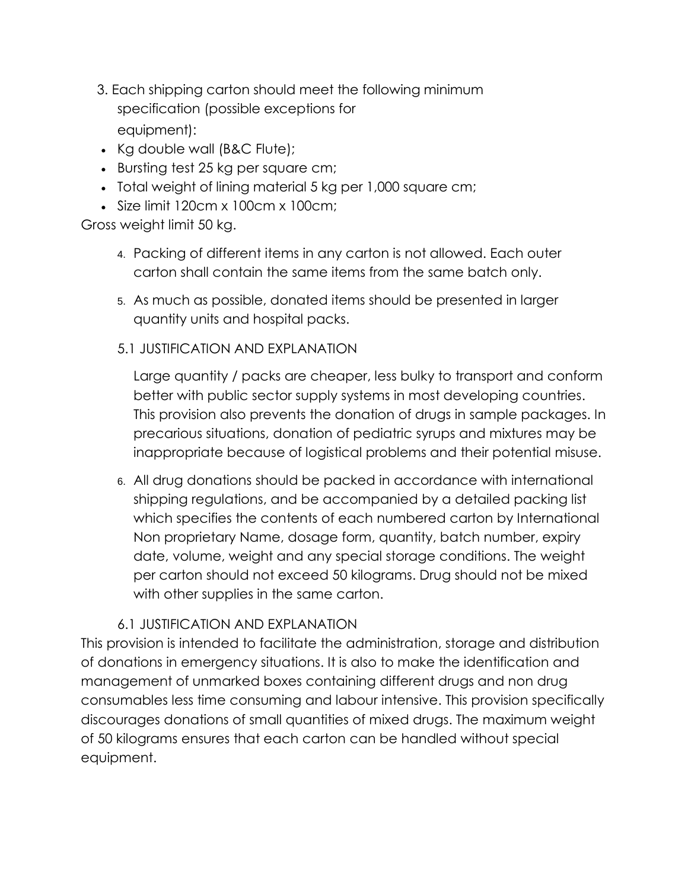3. Each shipping carton should meet the following minimum specification (possible exceptions for equipment):

- Kg double wall (B&C Flute);
- Bursting test 25 kg per square cm;
- Total weight of lining material 5 kg per 1,000 square cm;
- Size limit 120cm x 100cm x 100cm;

Gross weight limit 50 kg.

4. Packing of different items in any carton is not allowed. Each outer carton shall contain the same items from the same batch only.

5. As much as possible, donated items should be presented in larger quantity units and hospital packs.

5.1 JUSTIFICATION AND EXPLANATION

Large quantity / packs are cheaper, less bulky to transport and conform better with public sector supply systems in most developing countries. This provision also prevents the donation of drugs in sample packages. In precarious situations, donation of pediatric syrups and mixtures may be inappropriate because of logistical problems and their potential misuse.

6. All drug donations should be packed in accordance with international shipping regulations, and be accompanied by a detailed packing list which specifies the contents of each numbered carton by International Non proprietary Name, dosage form, quantity, batch number, expiry date, volume, weight and any special storage conditions. The weight per carton should not exceed 50 kilograms. Drug should not be mixed with other supplies in the same carton.

6.1 JUSTIFICATION AND EXPLANATION

This provision is intended to facilitate the administration, storage and distribution of donations in emergency situations. It is also to make the identification and management of unmarked boxes containing different drugs and non drug consumables less time consuming and labour intensive. This provision specifically discourages donations of small quantities of mixed drugs. The maximum weight of 50 kilograms ensures that each carton can be handled without special equipment.